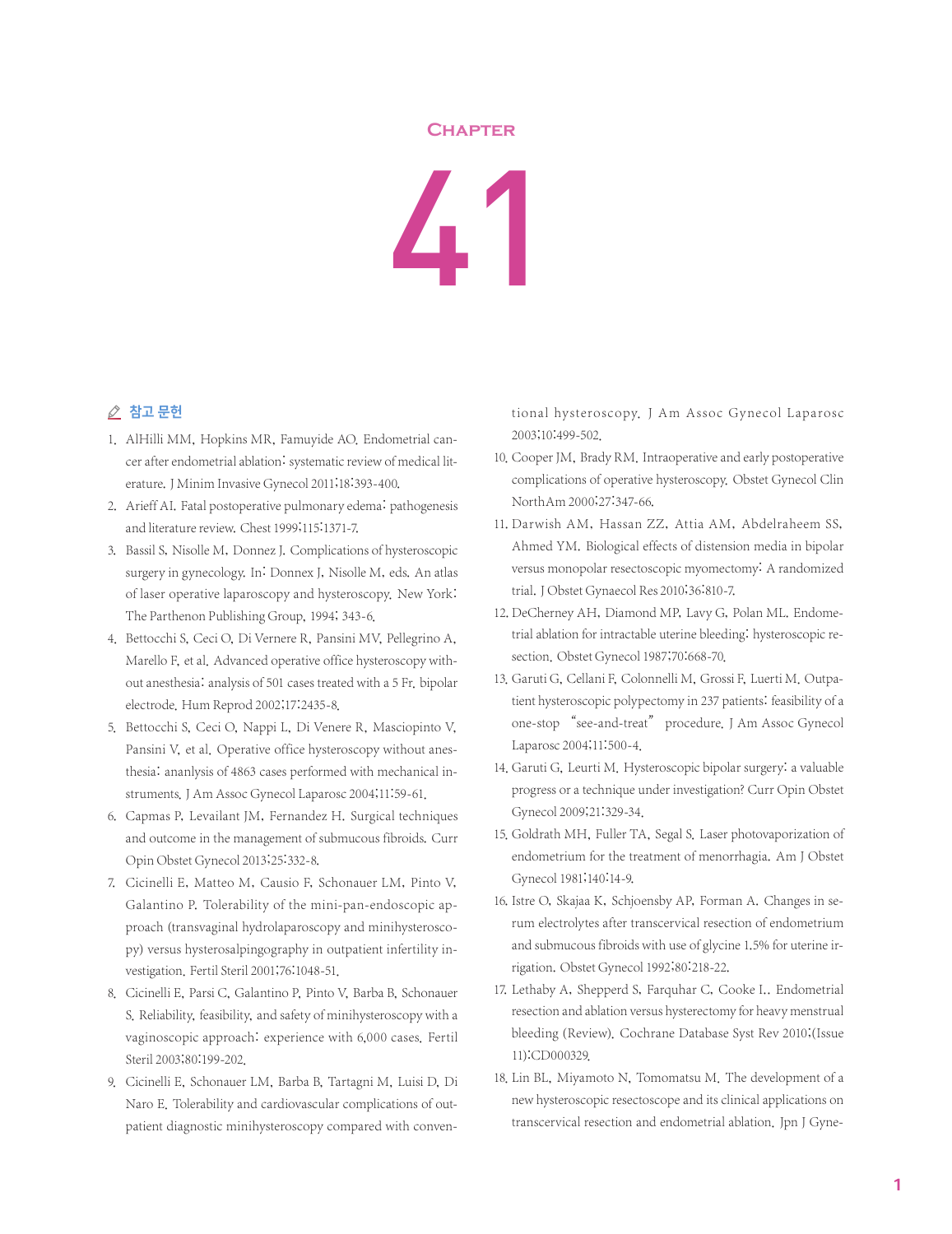# Chapter 41

## 참고 문헌

1. AlHilli MM, Hopkins MR, Famuyide AO. Endometrial cancer after endometrial ablation: systematic review of medical literature. J Minim Invasive Gynecol 2011;18:393-400.
2. Arieff AI. Fatal postoperative pulmonary edema: pathogenesis and literature review. Chest 1999;115:1371-7.
3. Bassil S, Nisolle M, Donnez J. Complications of hysteroscopic surgery in gynecology. In: Donnex J, Nisolle M, eds. An atlas of laser operative laparoscopy and hysteroscopy. New York: The Parthenon Publishing Group, 1994; 343-6.
4. Bettocchi S, Ceci O, Di Vernere R, Pansini MV, Pellegrino A, Marello F, et al. Advanced operative office hysteroscopy without anesthesia: analysis of 501 cases treated with a 5 Fr. bipolar electrode. Hum Reprod 2002;17:2435-8.
5. Bettocchi S, Ceci O, Nappi L, Di Venere R, Masciopinto V, Pansini V, et al. Operative office hysteroscopy without anesthesia: ananlysis of 4863 cases performed with mechanical instruments. J Am Assoc Gynecol Laparosc 2004;11:59-61.
6. Capmas P, Levailant JM, Fernandez H. Surgical techniques and outcome in the management of submucous fibroids. Curr Opin Obstet Gynecol 2013;25:332-8.
7. Cicinelli E, Matteo M, Causio F, Schonauer LM, Pinto V, Galantino P. Tolerability of the mini-pan-endoscopic approach (transvaginal hydrolaparoscopy and minihysteroscopy) versus hysterosalpingography in outpatient infertility investigation. Fertil Steril 2001;76:1048-51.
8. Cicinelli E, Parsi C, Galantino P, Pinto V, Barba B, Schonauer S. Reliability, feasibility, and safety of minihysteroscopy with a vaginoscopic approach: experience with 6,000 cases. Fertil Steril 2003;80:199-202.
9. Cicinelli E, Schonauer LM, Barba B, Tartagni M, Luisi D, Di Naro E. Tolerability and cardiovascular complications of outpatient diagnostic minihysteroscopy compared with conventional hysteroscopy. J Am Assoc Gynecol Laparosc 2003;10:499-502.
10. Cooper JM, Brady RM. Intraoperative and early postoperative complications of operative hysteroscopy. Obstet Gynecol Clin NorthAm 2000;27:347-66.
11. Darwish AM, Hassan ZZ, Attia AM, Abdelraheem SS, Ahmed YM. Biological effects of distension media in bipolar versus monopolar resectoscopic myomectomy: A randomized trial. J Obstet Gynaecol Res 2010;36:810-7.
12. DeCherney AH, Diamond MP, Lavy G, Polan ML. Endometrial ablation for intractable uterine bleeding: hysteroscopic resection. Obstet Gynecol 1987;70:668-70.
13. Garuti G, Cellani F, Colonnelli M, Grossi F, Luerti M. Outpatient hysteroscopic polypectomy in 237 patients: feasibility of a one-stop "see-and-treat" procedure. J Am Assoc Gynecol Laparosc 2004;11:500-4.
14. Garuti G, Leurti M. Hysteroscopic bipolar surgery: a valuable progress or a technique under investigation? Curr Opin Obstet Gynecol 2009;21:329-34.
15. Goldrath MH, Fuller TA, Segal S. Laser photovaporization of endometrium for the treatment of menorrhagia. Am J Obstet Gynecol 1981;140:14-9.
16. Istre O, Skajaa K, Schjoensby AP, Forman A. Changes in serum electrolytes after transcervical resection of endometrium and submucous fibroids with use of glycine 1.5% for uterine irrigation. Obstet Gynecol 1992;80:218-22.
17. Lethaby A, Shepperd S, Farquhar C, Cooke I.. Endometrial resection and ablation versus hysterectomy for heavy menstrual bleeding (Review). Cochrane Database Syst Rev 2010;(Issue 11):CD000329.
18. Lin BL, Miyamoto N, Tomomatsu M. The development of a new hysteroscopic resectoscope and its clinical applications on transcervical resection and endometrial ablation. Jpn J Gyne-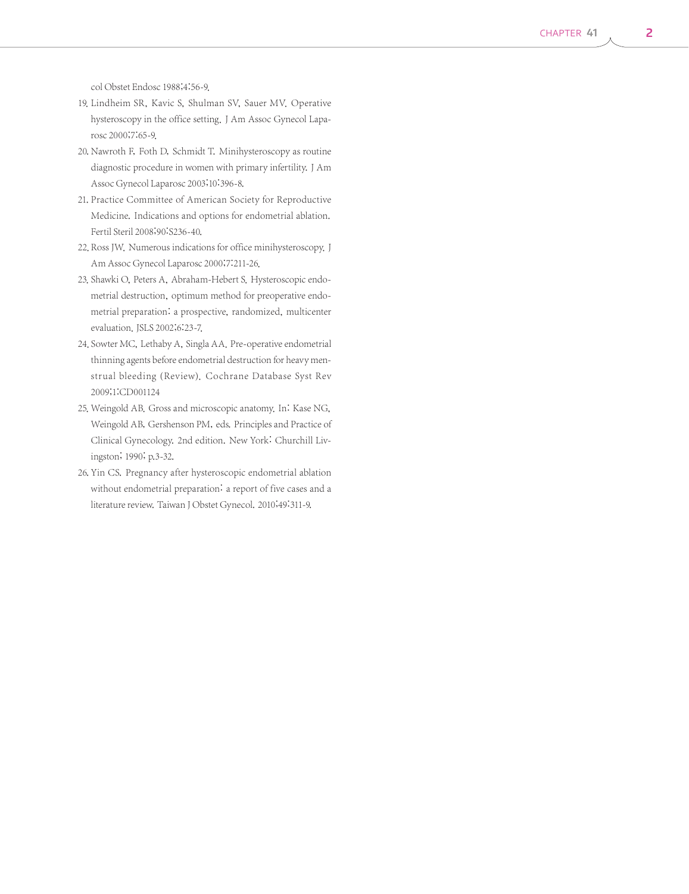col Obstet Endosc 1988;4:56-9.

19. Lindheim SR, Kavic S, Shulman SV, Sauer MV. Operative hysteroscopy in the office setting. J Am Assoc Gynecol Laparosc 2000;7:65-9.
20. Nawroth F, Foth D, Schmidt T. Minihysteroscopy as routine diagnostic procedure in women with primary infertility. J Am Assoc Gynecol Laparosc 2003;10:396-8.
21. Practice Committee of American Society for Reproductive Medicine. Indications and options for endometrial ablation. Fertil Steril 2008;90:S236-40.
22. Ross JW. Numerous indications for office minihysteroscopy. J Am Assoc Gynecol Laparosc 2000;7:211-26.
23. Shawki O, Peters A, Abraham-Hebert S. Hysteroscopic endometrial destruction, optimum method for preoperative endometrial preparation: a prospective, randomized, multicenter evaluation. JSLS 2002;6:23-7.
24. Sowter MC, Lethaby A, Singla AA. Pre-operative endometrial thinning agents before endometrial destruction for heavy menstrual bleeding (Review). Cochrane Database Syst Rev 2009;1:CD001124
25. Weingold AB. Gross and microscopic anatomy. In: Kase NG, Weingold AB, Gershenson PM, eds. Principles and Practice of Clinical Gynecology. 2nd edition. New York: Churchill Livingston; 1990; p.3-32.
26. Yin CS. Pregnancy after hysteroscopic endometrial ablation without endometrial preparation: a report of five cases and a literature review. Taiwan J Obstet Gynecol. 2010;49:311-9.